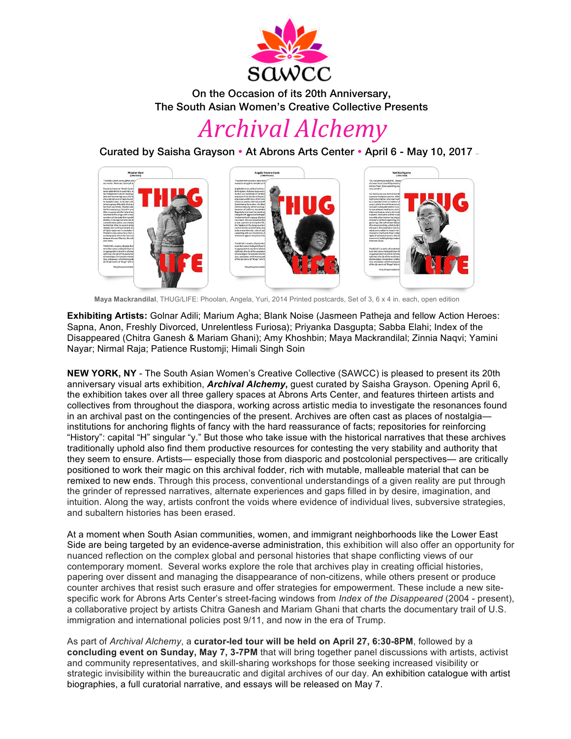sawcc

On the Occasion of its 20th Anniversary,
The South Asian Women's Creative Collective Presents

# *Archival Alchemy*

**Curated by Saisha Grayson • At Abrons Arts Center • April 6 - May 10, 2017**

**Maya Mackrandilal**, THUG/LIFE: Phoolan, Angela, Yuri, 2014 Printed postcards, Set of 3, 6 x 4 in. each, open edition

**Exhibiting Artists:** Golnar Adili; Marium Agha; Blank Noise (Jasmeen Patheja and fellow Action Heroes: Sapna, Anon, Freshly Divorced, Unrelentless Furiosa); Priyanka Dasgupta; Sabba Elahi; Index of the Disappeared (Chitra Ganesh & Mariam Ghani); Amy Khoshbin; Maya Mackrandilal; Zinnia Naqvi; Yamini Nayar; Nirmal Raja; Patience Rustomji; Himali Singh Soin

**NEW YORK, NY** - The South Asian Women's Creative Collective (SAWCC) is pleased to present its 20th anniversary visual arts exhibition, ***Archival Alchemy***, guest curated by Saisha Grayson. Opening April 6, the exhibition takes over all three gallery spaces at Abrons Arts Center, and features thirteen artists and collectives from throughout the diaspora, working across artistic media to investigate the resonances found in an archival past on the contingencies of the present. Archives are often cast as places of nostalgia— institutions for anchoring flights of fancy with the hard reassurance of facts; repositories for reinforcing "History": capital "H" singular "y." But those who take issue with the historical narratives that these archives traditionally uphold also find them productive resources for contesting the very stability and authority that they seem to ensure. Artists— especially those from diasporic and postcolonial perspectives— are critically positioned to work their magic on this archival fodder, rich with mutable, malleable material that can be remixed to new ends. Through this process, conventional understandings of a given reality are put through the grinder of repressed narratives, alternate experiences and gaps filled in by desire, imagination, and intuition. Along the way, artists confront the voids where evidence of individual lives, subversive strategies, and subaltern histories has been erased.

At a moment when South Asian communities, women, and immigrant neighborhoods like the Lower East Side are being targeted by an evidence-averse administration, this exhibition will also offer an opportunity for nuanced reflection on the complex global and personal histories that shape conflicting views of our contemporary moment. Several works explore the role that archives play in creating official histories, papering over dissent and managing the disappearance of non-citizens, while others present or produce counter archives that resist such erasure and offer strategies for empowerment. These include a new site-specific work for Abrons Arts Center's street-facing windows from *Index of the Disappeared* (2004 - present), a collaborative project by artists Chitra Ganesh and Mariam Ghani that charts the documentary trail of U.S. immigration and international policies post 9/11, and now in the era of Trump.

As part of *Archival Alchemy*, a **curator-led tour will be held on April 27, 6:30-8PM**, followed by a **concluding event on Sunday, May 7, 3-7PM** that will bring together panel discussions with artists, activist and community representatives, and skill-sharing workshops for those seeking increased visibility or strategic invisibility within the bureaucratic and digital archives of our day. An exhibition catalogue with artist biographies, a full curatorial narrative, and essays will be released on May 7.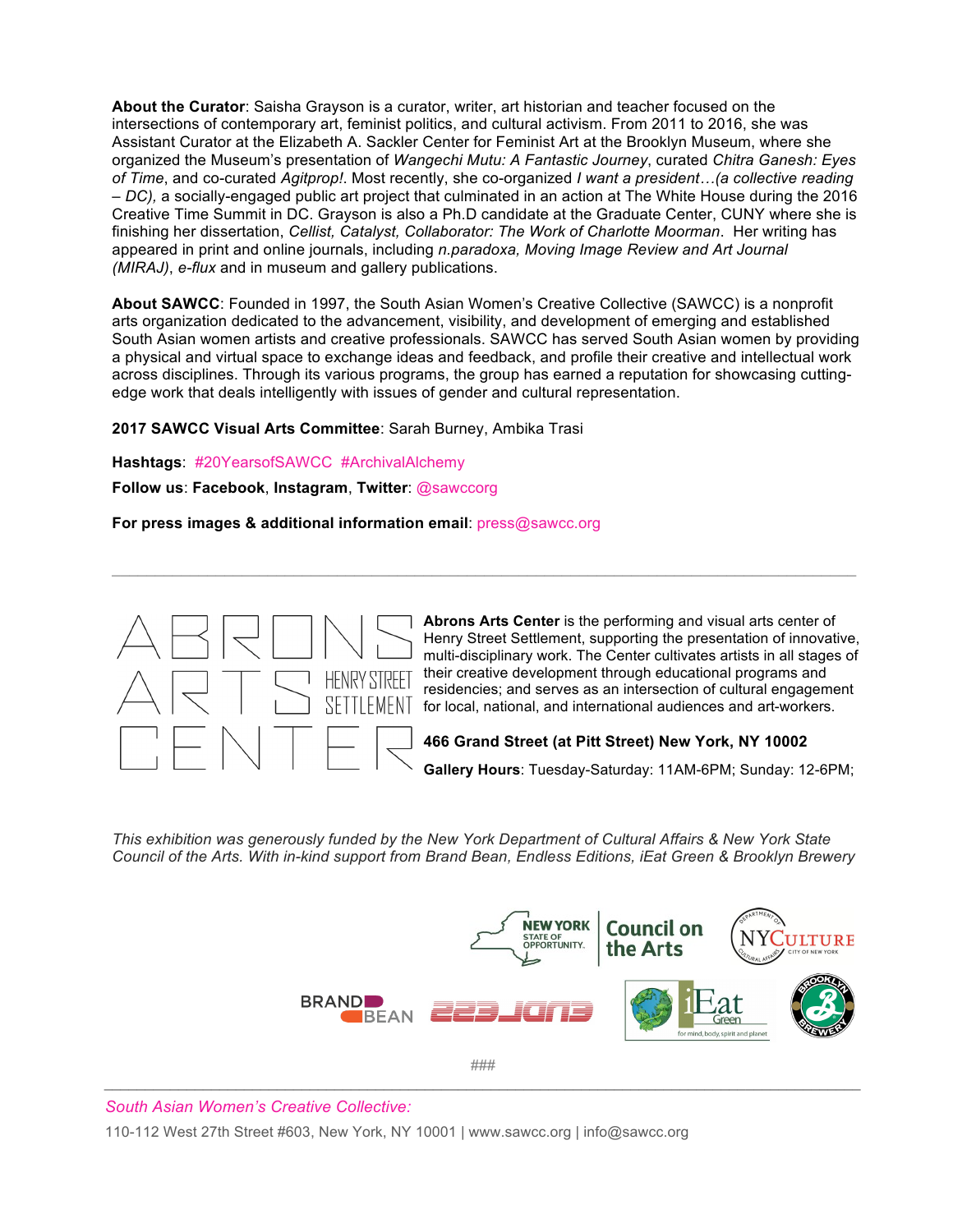**About the Curator**: Saisha Grayson is a curator, writer, art historian and teacher focused on the intersections of contemporary art, feminist politics, and cultural activism. From 2011 to 2016, she was Assistant Curator at the Elizabeth A. Sackler Center for Feminist Art at the Brooklyn Museum, where she organized the Museum's presentation of *Wangechi Mutu: A Fantastic Journey*, curated *Chitra Ganesh: Eyes of Time*, and co-curated *Agitprop!*. Most recently, she co-organized *I want a president…(a collective reading – DC),* a socially-engaged public art project that culminated in an action at The White House during the 2016 Creative Time Summit in DC. Grayson is also a Ph.D candidate at the Graduate Center, CUNY where she is finishing her dissertation, *Cellist, Catalyst, Collaborator: The Work of Charlotte Moorman*. Her writing has appeared in print and online journals, including *n.paradoxa, Moving Image Review and Art Journal (MIRAJ)*, *e-flux* and in museum and gallery publications.

**About SAWCC**: Founded in 1997, the South Asian Women's Creative Collective (SAWCC) is a nonprofit arts organization dedicated to the advancement, visibility, and development of emerging and established South Asian women artists and creative professionals. SAWCC has served South Asian women by providing a physical and virtual space to exchange ideas and feedback, and profile their creative and intellectual work across disciplines. Through its various programs, the group has earned a reputation for showcasing cutting-edge work that deals intelligently with issues of gender and cultural representation.

**2017 SAWCC Visual Arts Committee**: Sarah Burney, Ambika Trasi

**Hashtags**: #20YearsofSAWCC #ArchivalAlchemy

**Follow us**: **Facebook**, **Instagram**, **Twitter**: @sawccorg

**For press images & additional information email**: press@sawcc.org

---

ABRONS ARTS CENTER
HENRY STREET SETTLEMENT

**Abrons Arts Center** is the performing and visual arts center of Henry Street Settlement, supporting the presentation of innovative, multi-disciplinary work. The Center cultivates artists in all stages of their creative development through educational programs and residencies; and serves as an intersection of cultural engagement for local, national, and international audiences and art-workers.

**466 Grand Street (at Pitt Street) New York, NY 10002**

**Gallery Hours**: Tuesday-Saturday: 11AM-6PM; Sunday: 12-6PM;

*This exhibition was generously funded by the New York Department of Cultural Affairs & New York State Council of the Arts. With in-kind support from Brand Bean, Endless Editions, iEat Green & Brooklyn Brewery*

NEW YORK STATE OF OPPORTUNITY. Council on the Arts

NYCULTURE

BRAND BEAN

iEat Green

###

*South Asian Women's Creative Collective:*
110-112 West 27th Street #603, New York, NY 10001 | www.sawcc.org | info@sawcc.org